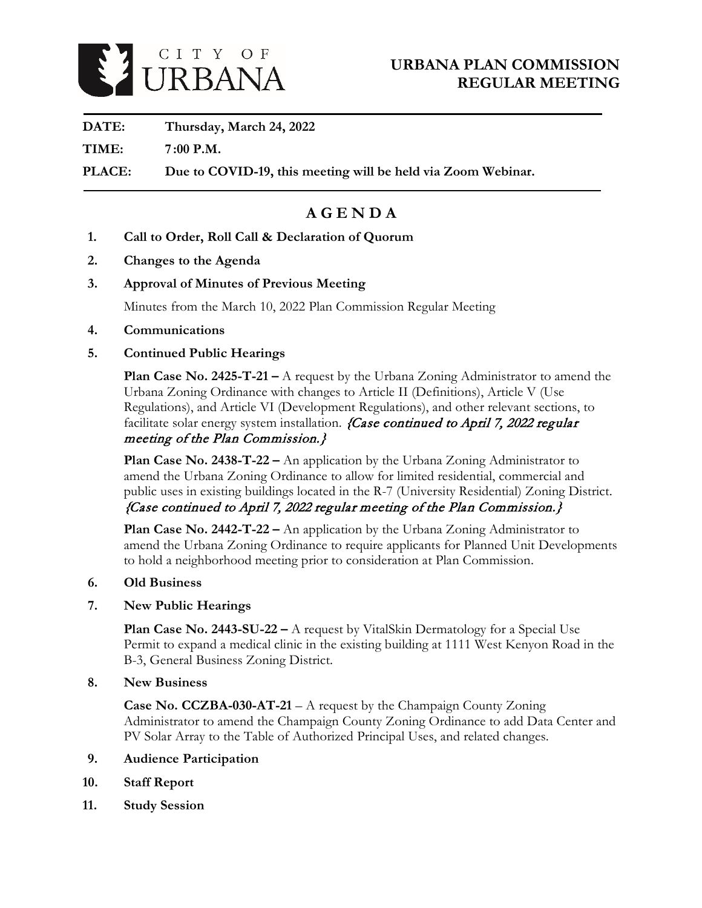CITY OF URBANA

# URBANA PLAN COMMISSION REGULAR MEETING

**DATE:** **Thursday, March 24, 2022**

**TIME:** **7:00 P.M.**

**PLACE:** **Due to COVID-19, this meeting will be held via Zoom Webinar.**

## A G E N D A

1. **Call to Order, Roll Call & Declaration of Quorum**

2. **Changes to the Agenda**

3. **Approval of Minutes of Previous Meeting**

   Minutes from the March 10, 2022 Plan Commission Regular Meeting

4. **Communications**

5. **Continued Public Hearings**

   **Plan Case No. 2425-T-21 –** A request by the Urbana Zoning Administrator to amend the Urbana Zoning Ordinance with changes to Article II (Definitions), Article V (Use Regulations), and Article VI (Development Regulations), and other relevant sections, to facilitate solar energy system installation. *{Case continued to April 7, 2022 regular meeting of the Plan Commission.}*

   **Plan Case No. 2438-T-22 –** An application by the Urbana Zoning Administrator to amend the Urbana Zoning Ordinance to allow for limited residential, commercial and public uses in existing buildings located in the R-7 (University Residential) Zoning District. *{Case continued to April 7, 2022 regular meeting of the Plan Commission.}*

   **Plan Case No. 2442-T-22 –** An application by the Urbana Zoning Administrator to amend the Urbana Zoning Ordinance to require applicants for Planned Unit Developments to hold a neighborhood meeting prior to consideration at Plan Commission.

6. **Old Business**

7. **New Public Hearings**

   **Plan Case No. 2443-SU-22 –** A request by VitalSkin Dermatology for a Special Use Permit to expand a medical clinic in the existing building at 1111 West Kenyon Road in the B-3, General Business Zoning District.

8. **New Business**

   **Case No. CCZBA-030-AT-21** – A request by the Champaign County Zoning Administrator to amend the Champaign County Zoning Ordinance to add Data Center and PV Solar Array to the Table of Authorized Principal Uses, and related changes.

9. **Audience Participation**

10. **Staff Report**

11. **Study Session**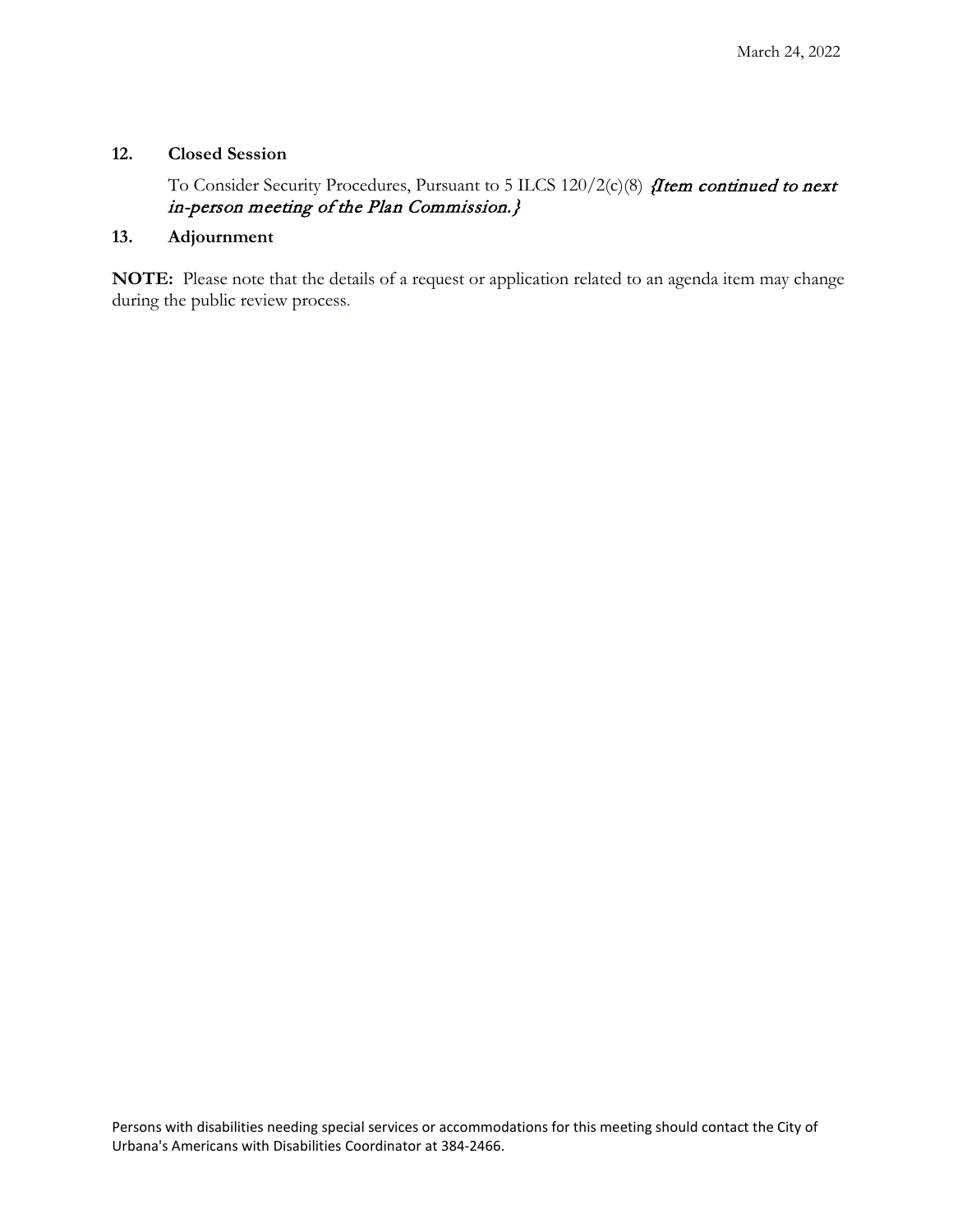**12. Closed Session**

To Consider Security Procedures, Pursuant to 5 ILCS 120/2(c)(8) *{Item continued to next in-person meeting of the Plan Commission.}*

**13. Adjournment**

**NOTE:** Please note that the details of a request or application related to an agenda item may change during the public review process.

Persons with disabilities needing special services or accommodations for this meeting should contact the City of Urbana's Americans with Disabilities Coordinator at 384-2466.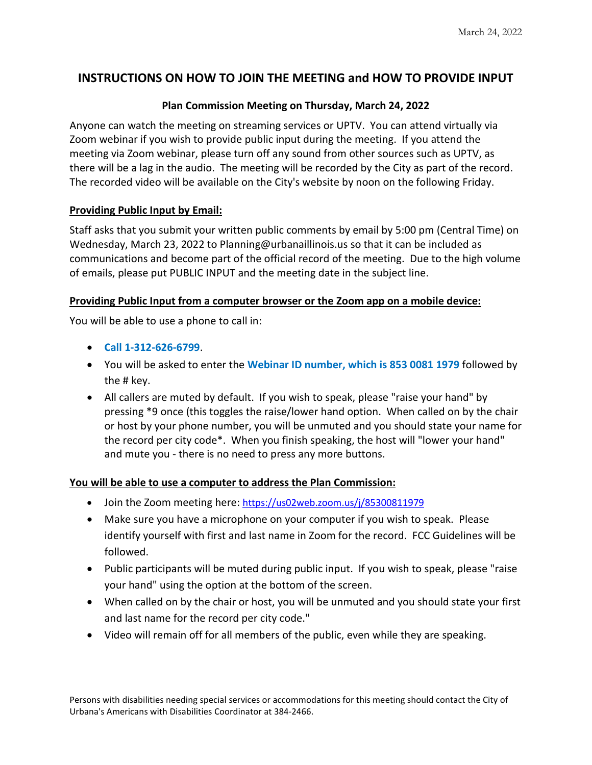March 24, 2022

## INSTRUCTIONS ON HOW TO JOIN THE MEETING and HOW TO PROVIDE INPUT

### Plan Commission Meeting on Thursday, March 24, 2022

Anyone can watch the meeting on streaming services or UPTV. You can attend virtually via Zoom webinar if you wish to provide public input during the meeting. If you attend the meeting via Zoom webinar, please turn off any sound from other sources such as UPTV, as there will be a lag in the audio. The meeting will be recorded by the City as part of the record. The recorded video will be available on the City's website by noon on the following Friday.

**Providing Public Input by Email:**

Staff asks that you submit your written public comments by email by 5:00 pm (Central Time) on Wednesday, March 23, 2022 to Planning@urbanaillinois.us so that it can be included as communications and become part of the official record of the meeting. Due to the high volume of emails, please put PUBLIC INPUT and the meeting date in the subject line.

**Providing Public Input from a computer browser or the Zoom app on a mobile device:**

You will be able to use a phone to call in:

- **Call 1-312-626-6799**.
- You will be asked to enter the **Webinar ID number, which is 853 0081 1979** followed by the # key.
- All callers are muted by default. If you wish to speak, please "raise your hand" by pressing *9 once (this toggles the raise/lower hand option. When called on by the chair or host by your phone number, you will be unmuted and you should state your name for the record per city code*. When you finish speaking, the host will "lower your hand" and mute you - there is no need to press any more buttons.

**You will be able to use a computer to address the Plan Commission:**

- Join the Zoom meeting here: https://us02web.zoom.us/j/85300811979
- Make sure you have a microphone on your computer if you wish to speak. Please identify yourself with first and last name in Zoom for the record. FCC Guidelines will be followed.
- Public participants will be muted during public input. If you wish to speak, please "raise your hand" using the option at the bottom of the screen.
- When called on by the chair or host, you will be unmuted and you should state your first and last name for the record per city code."
- Video will remain off for all members of the public, even while they are speaking.

Persons with disabilities needing special services or accommodations for this meeting should contact the City of Urbana's Americans with Disabilities Coordinator at 384-2466.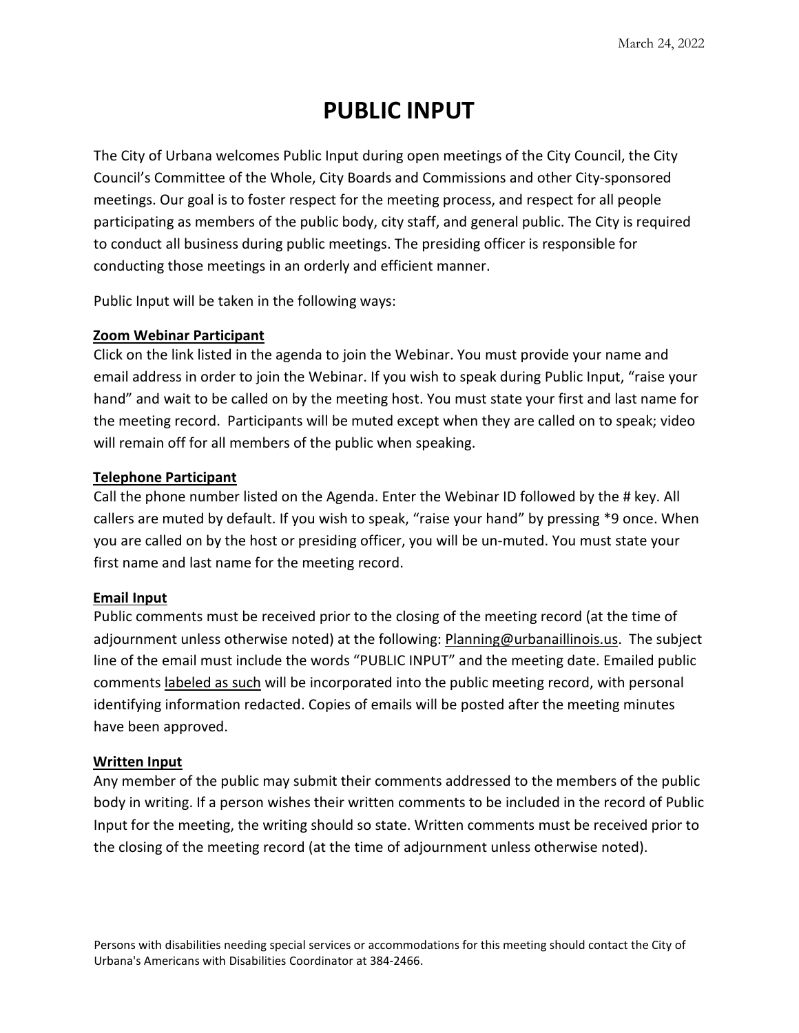March 24, 2022

# PUBLIC INPUT

The City of Urbana welcomes Public Input during open meetings of the City Council, the City Council's Committee of the Whole, City Boards and Commissions and other City-sponsored meetings. Our goal is to foster respect for the meeting process, and respect for all people participating as members of the public body, city staff, and general public. The City is required to conduct all business during public meetings. The presiding officer is responsible for conducting those meetings in an orderly and efficient manner.

Public Input will be taken in the following ways:

**Zoom Webinar Participant**

Click on the link listed in the agenda to join the Webinar. You must provide your name and email address in order to join the Webinar. If you wish to speak during Public Input, "raise your hand" and wait to be called on by the meeting host. You must state your first and last name for the meeting record. Participants will be muted except when they are called on to speak; video will remain off for all members of the public when speaking.

**Telephone Participant**

Call the phone number listed on the Agenda. Enter the Webinar ID followed by the # key. All callers are muted by default. If you wish to speak, "raise your hand" by pressing *9 once. When you are called on by the host or presiding officer, you will be un-muted. You must state your first name and last name for the meeting record.

**Email Input**

Public comments must be received prior to the closing of the meeting record (at the time of adjournment unless otherwise noted) at the following: Planning@urbanaillinois.us. The subject line of the email must include the words "PUBLIC INPUT" and the meeting date. Emailed public comments labeled as such will be incorporated into the public meeting record, with personal identifying information redacted. Copies of emails will be posted after the meeting minutes have been approved.

**Written Input**

Any member of the public may submit their comments addressed to the members of the public body in writing. If a person wishes their written comments to be included in the record of Public Input for the meeting, the writing should so state. Written comments must be received prior to the closing of the meeting record (at the time of adjournment unless otherwise noted).

Persons with disabilities needing special services or accommodations for this meeting should contact the City of Urbana's Americans with Disabilities Coordinator at 384-2466.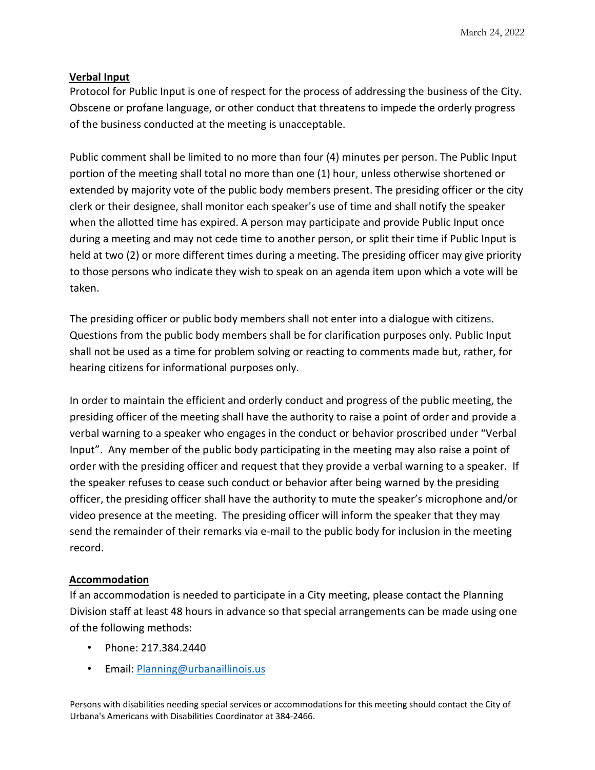March 24, 2022

**Verbal Input**

Protocol for Public Input is one of respect for the process of addressing the business of the City. Obscene or profane language, or other conduct that threatens to impede the orderly progress of the business conducted at the meeting is unacceptable.

Public comment shall be limited to no more than four (4) minutes per person. The Public Input portion of the meeting shall total no more than one (1) hour, unless otherwise shortened or extended by majority vote of the public body members present. The presiding officer or the city clerk or their designee, shall monitor each speaker's use of time and shall notify the speaker when the allotted time has expired. A person may participate and provide Public Input once during a meeting and may not cede time to another person, or split their time if Public Input is held at two (2) or more different times during a meeting. The presiding officer may give priority to those persons who indicate they wish to speak on an agenda item upon which a vote will be taken.

The presiding officer or public body members shall not enter into a dialogue with citizens. Questions from the public body members shall be for clarification purposes only. Public Input shall not be used as a time for problem solving or reacting to comments made but, rather, for hearing citizens for informational purposes only.

In order to maintain the efficient and orderly conduct and progress of the public meeting, the presiding officer of the meeting shall have the authority to raise a point of order and provide a verbal warning to a speaker who engages in the conduct or behavior proscribed under "Verbal Input". Any member of the public body participating in the meeting may also raise a point of order with the presiding officer and request that they provide a verbal warning to a speaker. If the speaker refuses to cease such conduct or behavior after being warned by the presiding officer, the presiding officer shall have the authority to mute the speaker's microphone and/or video presence at the meeting. The presiding officer will inform the speaker that they may send the remainder of their remarks via e-mail to the public body for inclusion in the meeting record.

**Accommodation**

If an accommodation is needed to participate in a City meeting, please contact the Planning Division staff at least 48 hours in advance so that special arrangements can be made using one of the following methods:

- Phone: 217.384.2440
- Email: [Planning@urbanaillinois.us](mailto:Planning@urbanaillinois.us)

Persons with disabilities needing special services or accommodations for this meeting should contact the City of Urbana's Americans with Disabilities Coordinator at 384-2466.